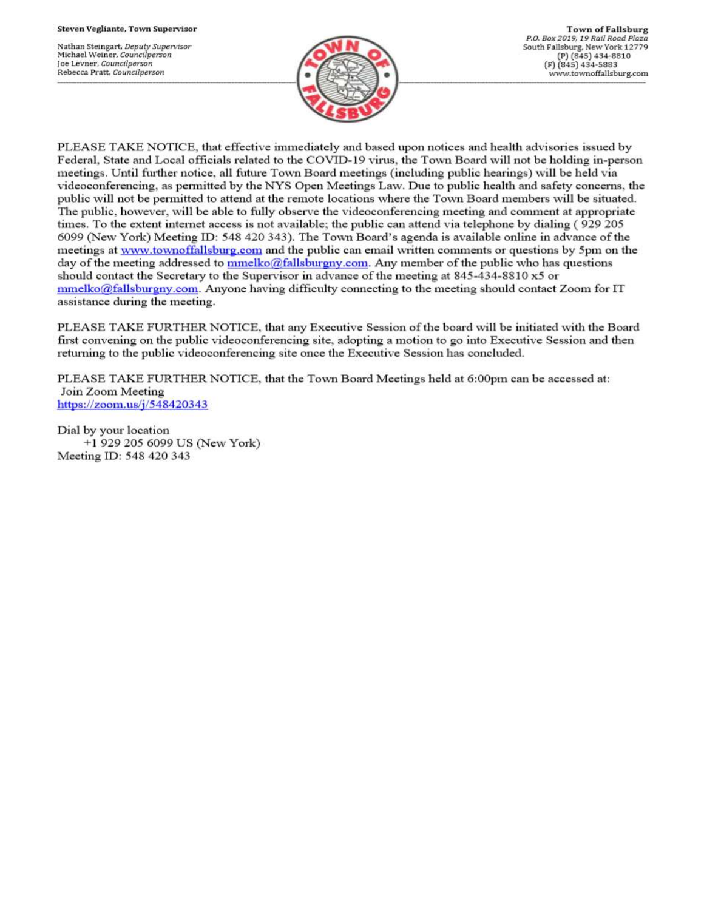**Steven Vegliante, Town Supervisor**

Nathan Steingart, *Deputy Supervisor*
Michael Weiner, *Councilperson*
Joe Levner, *Councilperson*
Rebecca Pratt, *Councilperson*

**Town of Fallsburg**
*P.O. Box 2019, 19 Rail Road Plaza*
South Fallsburg, New York 12779
(P) (845) 434-8810
(F) (845) 434-5883
www.townoffallsburg.com

PLEASE TAKE NOTICE, that effective immediately and based upon notices and health advisories issued by Federal, State and Local officials related to the COVID-19 virus, the Town Board will not be holding in-person meetings. Until further notice, all future Town Board meetings (including public hearings) will be held via videoconferencing, as permitted by the NYS Open Meetings Law. Due to public health and safety concerns, the public will not be permitted to attend at the remote locations where the Town Board members will be situated. The public, however, will be able to fully observe the videoconferencing meeting and comment at appropriate times. To the extent internet access is not available; the public can attend via telephone by dialing ( 929 205 6099 (New York) Meeting ID: 548 420 343). The Town Board's agenda is available online in advance of the meetings at www.townoffallsburg.com and the public can email written comments or questions by 5pm on the day of the meeting addressed to mmelko@fallsburgny.com. Any member of the public who has questions should contact the Secretary to the Supervisor in advance of the meeting at 845-434-8810 x5 or mmelko@fallsburgny.com. Anyone having difficulty connecting to the meeting should contact Zoom for IT assistance during the meeting.

PLEASE TAKE FURTHER NOTICE, that any Executive Session of the board will be initiated with the Board first convening on the public videoconferencing site, adopting a motion to go into Executive Session and then returning to the public videoconferencing site once the Executive Session has concluded.

PLEASE TAKE FURTHER NOTICE, that the Town Board Meetings held at 6:00pm can be accessed at:
Join Zoom Meeting
https://zoom.us/j/548420343

Dial by your location
+1 929 205 6099 US (New York)
Meeting ID: 548 420 343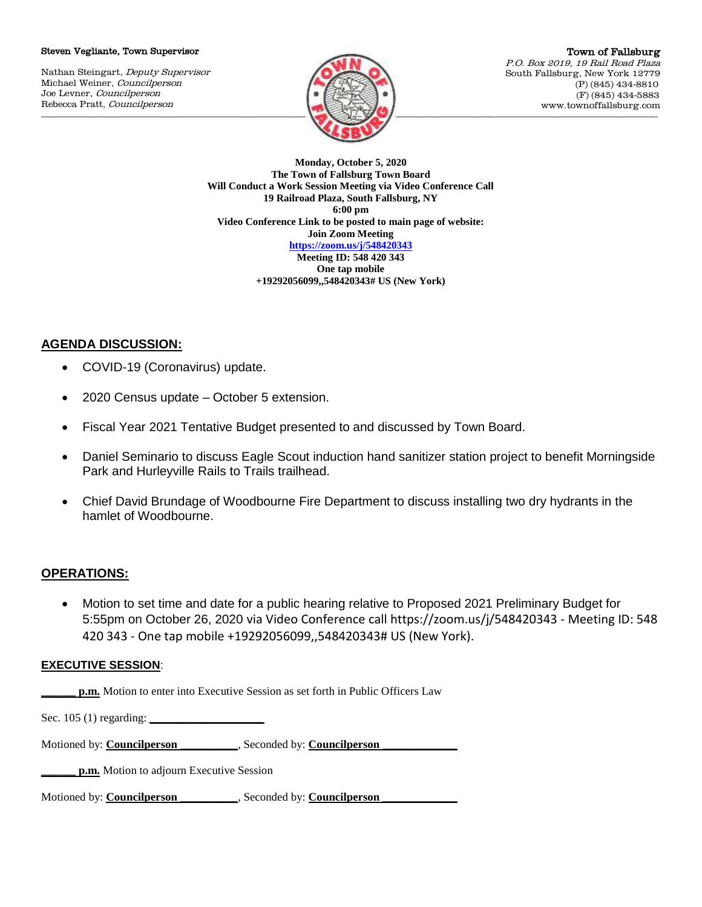Steven Vegliante, Town Supervisor

Nathan Steingart, *Deputy Supervisor*
Michael Weiner, *Councilperson*
Joe Levner, *Councilperson*
Rebecca Pratt, *Councilperson*

Town of Fallsburg
*P.O. Box 2019, 19 Rail Road Plaza*
South Fallsburg, New York 12779
(P) (845) 434-8810
(F) (845) 434-5883
www.townoffallsburg.com

**Monday, October 5, 2020**
**The Town of Fallsburg Town Board**
**Will Conduct a Work Session Meeting via Video Conference Call**
**19 Railroad Plaza, South Fallsburg, NY**
**6:00 pm**
**Video Conference Link to be posted to main page of website:**
**Join Zoom Meeting**
**https://zoom.us/j/548420343**
**Meeting ID: 548 420 343**
**One tap mobile**
**+19292056099,,548420343# US (New York)**

## AGENDA DISCUSSION:

- COVID-19 (Coronavirus) update.
- 2020 Census update – October 5 extension.
- Fiscal Year 2021 Tentative Budget presented to and discussed by Town Board.
- Daniel Seminario to discuss Eagle Scout induction hand sanitizer station project to benefit Morningside Park and Hurleyville Rails to Trails trailhead.
- Chief David Brundage of Woodbourne Fire Department to discuss installing two dry hydrants in the hamlet of Woodbourne.

## OPERATIONS:

- Motion to set time and date for a public hearing relative to Proposed 2021 Preliminary Budget for 5:55pm on October 26, 2020 via Video Conference call https://zoom.us/j/548420343 - Meeting ID: 548 420 343 - One tap mobile +19292056099,,548420343# US (New York).

## EXECUTIVE SESSION:

**______ p.m.** Motion to enter into Executive Session as set forth in Public Officers Law

Sec. 105 (1) regarding: ____________________

Motioned by: **Councilperson __________**, Seconded by: **Councilperson _____________**

**______ p.m.** Motion to adjourn Executive Session

Motioned by: **Councilperson __________**, Seconded by: **Councilperson _____________**